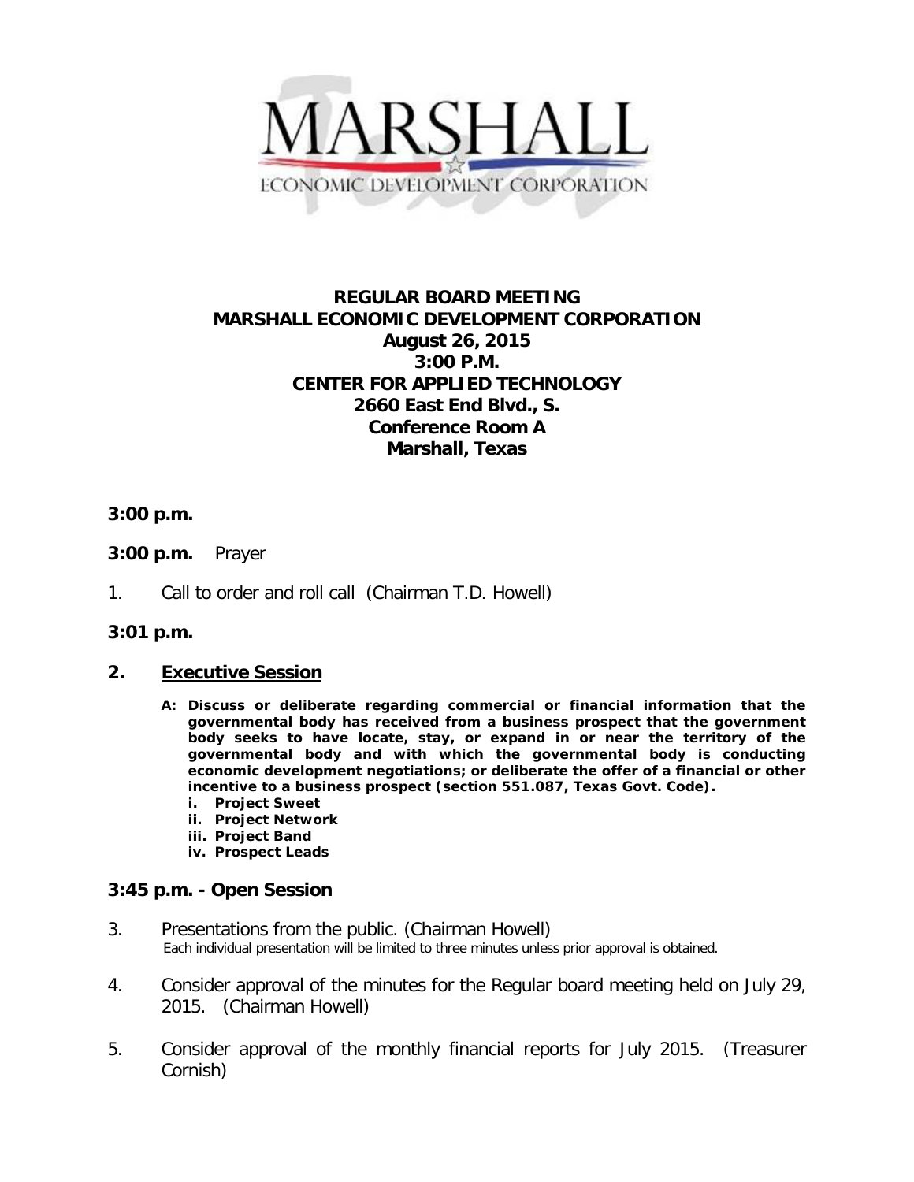MARSHALL
ECONOMIC DEVELOPMENT CORPORATION

**REGULAR BOARD MEETING**
**MARSHALL ECONOMIC DEVELOPMENT CORPORATION**
**August 26, 2015**
**3:00 P.M.**
**CENTER FOR APPLIED TECHNOLOGY**
**2660 East End Blvd., S.**
**Conference Room A**
**Marshall, Texas**

**3:00 p.m.**

**3:00 p.m.** Prayer

1. Call to order and roll call (Chairman T.D. Howell)

**3:01 p.m.**

2. **Executive Session**

   **A: Discuss or deliberate regarding commercial or financial information that the governmental body has received from a business prospect that the government body seeks to have locate, stay, or expand in or near the territory of the governmental body and with which the governmental body is conducting economic development negotiations; or deliberate the offer of a financial or other incentive to a business prospect (section 551.087, Texas Govt. Code).**
   
   **i. Project Sweet**
   **ii. Project Network**
   **iii. Project Band**
   **iv. Prospect Leads**

**3:45 p.m. - Open Session**

3. Presentations from the public. (Chairman Howell)
   Each individual presentation will be limited to three minutes unless prior approval is obtained.

4. Consider approval of the minutes for the Regular board meeting held on July 29, 2015. (Chairman Howell)

5. Consider approval of the monthly financial reports for July 2015. (Treasurer Cornish)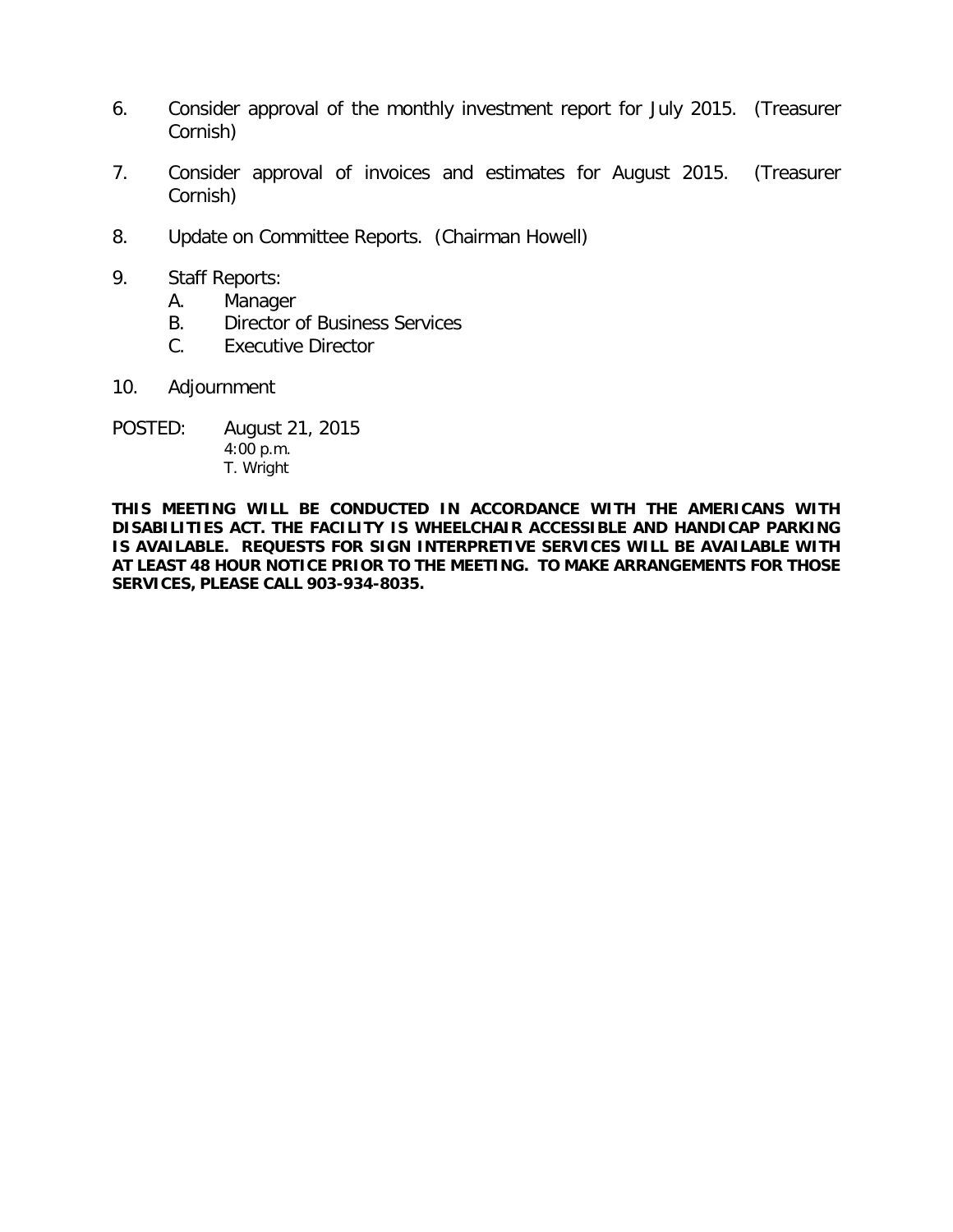6. Consider approval of the monthly investment report for July 2015. (Treasurer Cornish)

7. Consider approval of invoices and estimates for August 2015. (Treasurer Cornish)

8. Update on Committee Reports. (Chairman Howell)

9. Staff Reports:
   A. Manager
   B. Director of Business Services
   C. Executive Director

10. Adjournment

POSTED: August 21, 2015
4:00 p.m.
T. Wright

**THIS MEETING WILL BE CONDUCTED IN ACCORDANCE WITH THE AMERICANS WITH DISABILITIES ACT. THE FACILITY IS WHEELCHAIR ACCESSIBLE AND HANDICAP PARKING IS AVAILABLE. REQUESTS FOR SIGN INTERPRETIVE SERVICES WILL BE AVAILABLE WITH AT LEAST 48 HOUR NOTICE PRIOR TO THE MEETING. TO MAKE ARRANGEMENTS FOR THOSE SERVICES, PLEASE CALL 903-934-8035.**